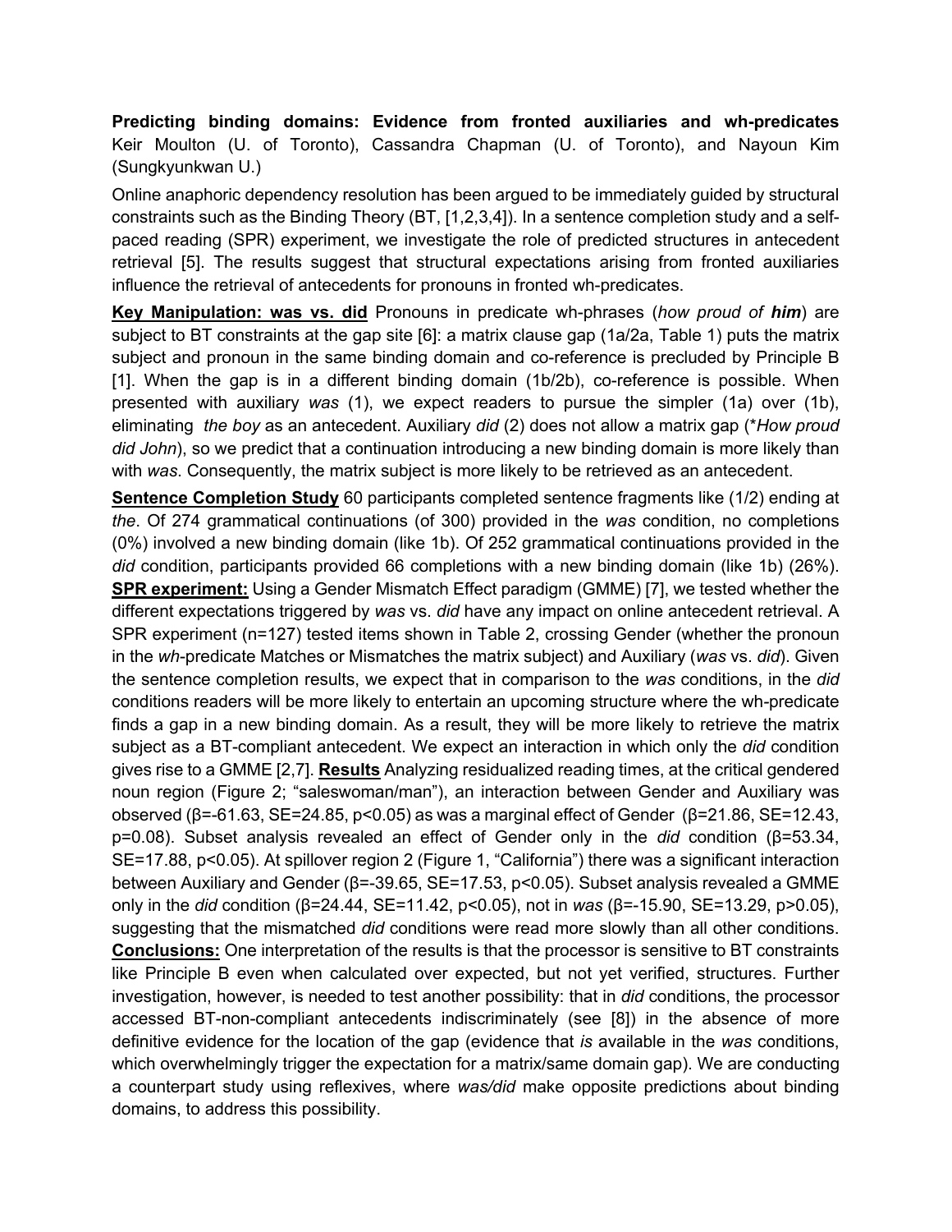**Predicting binding domains: Evidence from fronted auxiliaries and wh-predicates** Keir Moulton (U. of Toronto), Cassandra Chapman (U. of Toronto), and Nayoun Kim (Sungkyunkwan U.)

Online anaphoric dependency resolution has been argued to be immediately guided by structural constraints such as the Binding Theory (BT, [1,2,3,4]). In a sentence completion study and a self-paced reading (SPR) experiment, we investigate the role of predicted structures in antecedent retrieval [5]. The results suggest that structural expectations arising from fronted auxiliaries influence the retrieval of antecedents for pronouns in fronted wh-predicates.

**Key Manipulation: was vs. did** Pronouns in predicate wh-phrases (*how proud of **him***) are subject to BT constraints at the gap site [6]: a matrix clause gap (1a/2a, Table 1) puts the matrix subject and pronoun in the same binding domain and co-reference is precluded by Principle B [1]. When the gap is in a different binding domain (1b/2b), co-reference is possible. When presented with auxiliary *was* (1), we expect readers to pursue the simpler (1a) over (1b), eliminating *the boy* as an antecedent. Auxiliary *did* (2) does not allow a matrix gap (\**How proud did John*), so we predict that a continuation introducing a new binding domain is more likely than with *was*. Consequently, the matrix subject is more likely to be retrieved as an antecedent.

**Sentence Completion Study** 60 participants completed sentence fragments like (1/2) ending at *the*. Of 274 grammatical continuations (of 300) provided in the *was* condition, no completions (0%) involved a new binding domain (like 1b). Of 252 grammatical continuations provided in the *did* condition, participants provided 66 completions with a new binding domain (like 1b) (26%). **SPR experiment:** Using a Gender Mismatch Effect paradigm (GMME) [7], we tested whether the different expectations triggered by *was* vs. *did* have any impact on online antecedent retrieval. A SPR experiment (n=127) tested items shown in Table 2, crossing Gender (whether the pronoun in the *wh*-predicate Matches or Mismatches the matrix subject) and Auxiliary (*was* vs. *did*). Given the sentence completion results, we expect that in comparison to the *was* conditions, in the *did* conditions readers will be more likely to entertain an upcoming structure where the wh-predicate finds a gap in a new binding domain. As a result, they will be more likely to retrieve the matrix subject as a BT-compliant antecedent. We expect an interaction in which only the *did* condition gives rise to a GMME [2,7]. **Results** Analyzing residualized reading times, at the critical gendered noun region (Figure 2; "saleswoman/man"), an interaction between Gender and Auxiliary was observed (β=-61.63, SE=24.85, $p<0.05$) as was a marginal effect of Gender (β=21.86, SE=12.43, $p=0.08$). Subset analysis revealed an effect of Gender only in the *did* condition (β=53.34, SE=17.88, $p<0.05$). At spillover region 2 (Figure 1, "California") there was a significant interaction between Auxiliary and Gender (β=-39.65, SE=17.53, $p<0.05$). Subset analysis revealed a GMME only in the *did* condition (β=24.44, SE=11.42, $p<0.05$), not in *was* (β=-15.90, SE=13.29, $p>0.05$), suggesting that the mismatched *did* conditions were read more slowly than all other conditions. **Conclusions:** One interpretation of the results is that the processor is sensitive to BT constraints like Principle B even when calculated over expected, but not yet verified, structures. Further investigation, however, is needed to test another possibility: that in *did* conditions, the processor accessed BT-non-compliant antecedents indiscriminately (see [8]) in the absence of more definitive evidence for the location of the gap (evidence that *is* available in the *was* conditions, which overwhelmingly trigger the expectation for a matrix/same domain gap). We are conducting a counterpart study using reflexives, where *was/did* make opposite predictions about binding domains, to address this possibility.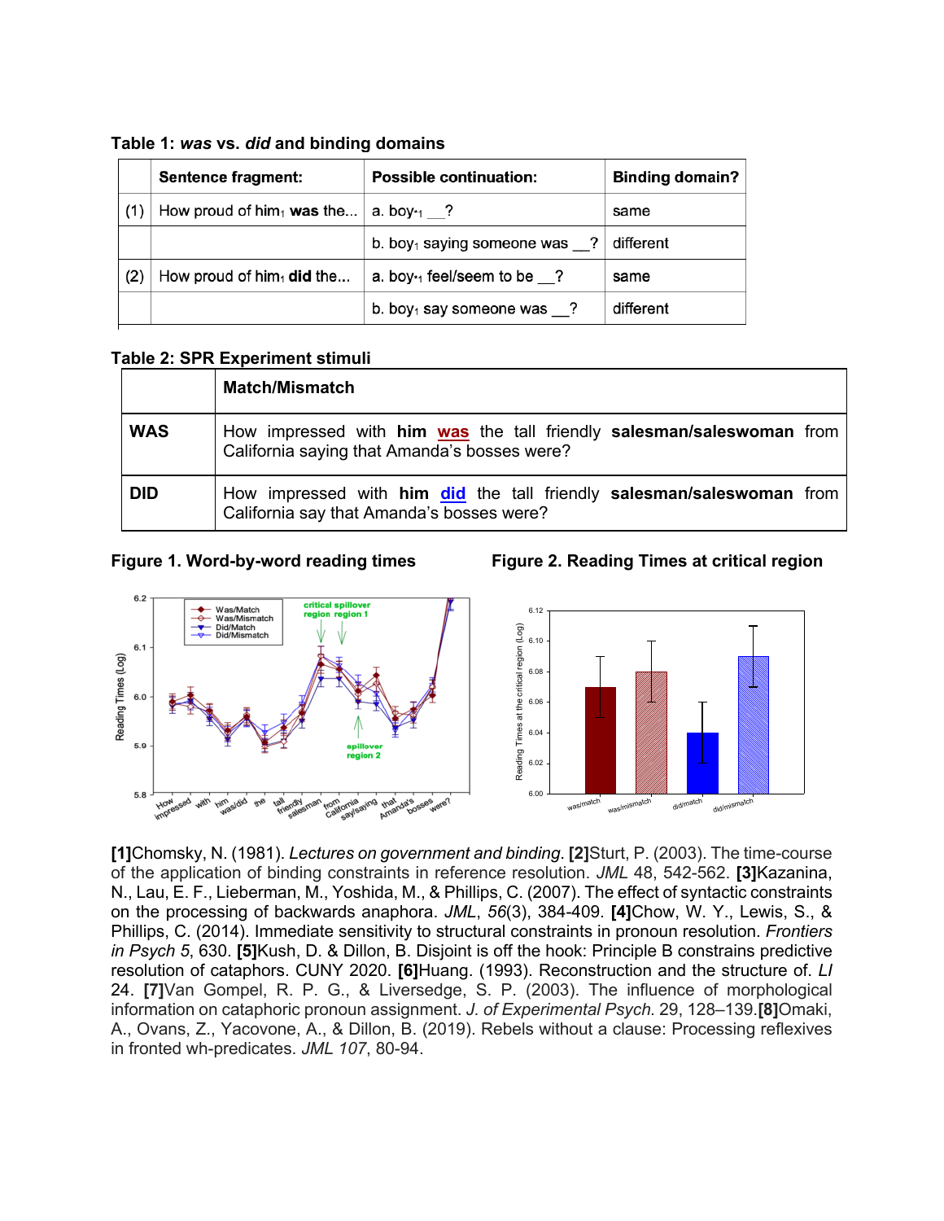**Table 1: *was* vs. *did* and binding domains**

| | Sentence fragment: | Possible continuation: | Binding domain? |
|---|---|---|---|
| (1) | How proud of him$_1$ **was** the... | a. boy$_{*1}$ __? | same |
| | | b. boy$_1$ saying someone was __? | different |
| (2) | How proud of him$_1$ **did** the... | a. boy$_{*1}$ feel/seem to be __? | same |
| | | b. boy$_1$ say someone was __? | different |

**Table 2: SPR Experiment stimuli**

| | Match/Mismatch |
|---|---|
| **WAS** | How impressed with **him** **was** the tall friendly **salesman/saleswoman** from California saying that Amanda's bosses were? |
| **DID** | How impressed with **him** **did** the tall friendly **salesman/saleswoman** from California say that Amanda's bosses were? |

**Figure 1. Word-by-word reading times**

Was/Match
Was/Mismatch
Did/Match
Did/Mismatch
critical region
spillover region 1
spillover region 2
Reading Times (Log)
6.2
6.1
6.0
5.9
5.8
How impressed with him was/did the tall friendly salesman from California say/saying that Amanda's bosses were?

**Figure 2. Reading Times at critical region**

Reading Times at the critical region (Log)
6.12
6.10
6.08
6.06
6.04
6.02
6.00
was/match was/mismatch did/match did/mismatch

**[1]**Chomsky, N. (1981). *Lectures on government and binding*. **[2]**Sturt, P. (2003). The time-course of the application of binding constraints in reference resolution. *JML* 48, 542-562. **[3]**Kazanina, N., Lau, E. F., Lieberman, M., Yoshida, M., & Phillips, C. (2007). The effect of syntactic constraints on the processing of backwards anaphora. *JML*, *56*(3), 384-409. **[4]**Chow, W. Y., Lewis, S., & Phillips, C. (2014). Immediate sensitivity to structural constraints in pronoun resolution. *Frontiers in Psych 5*, 630. **[5]**Kush, D. & Dillon, B. Disjoint is off the hook: Principle B constrains predictive resolution of cataphors. CUNY 2020. **[6]**Huang. (1993). Reconstruction and the structure of. *LI* 24. **[7]**Van Gompel, R. P. G., & Liversedge, S. P. (2003). The influence of morphological information on cataphoric pronoun assignment. *J. of Experimental Psych.* 29, 128–139.**[8]**Omaki, A., Ovans, Z., Yacovone, A., & Dillon, B. (2019). Rebels without a clause: Processing reflexives in fronted wh-predicates. *JML 107*, 80-94.